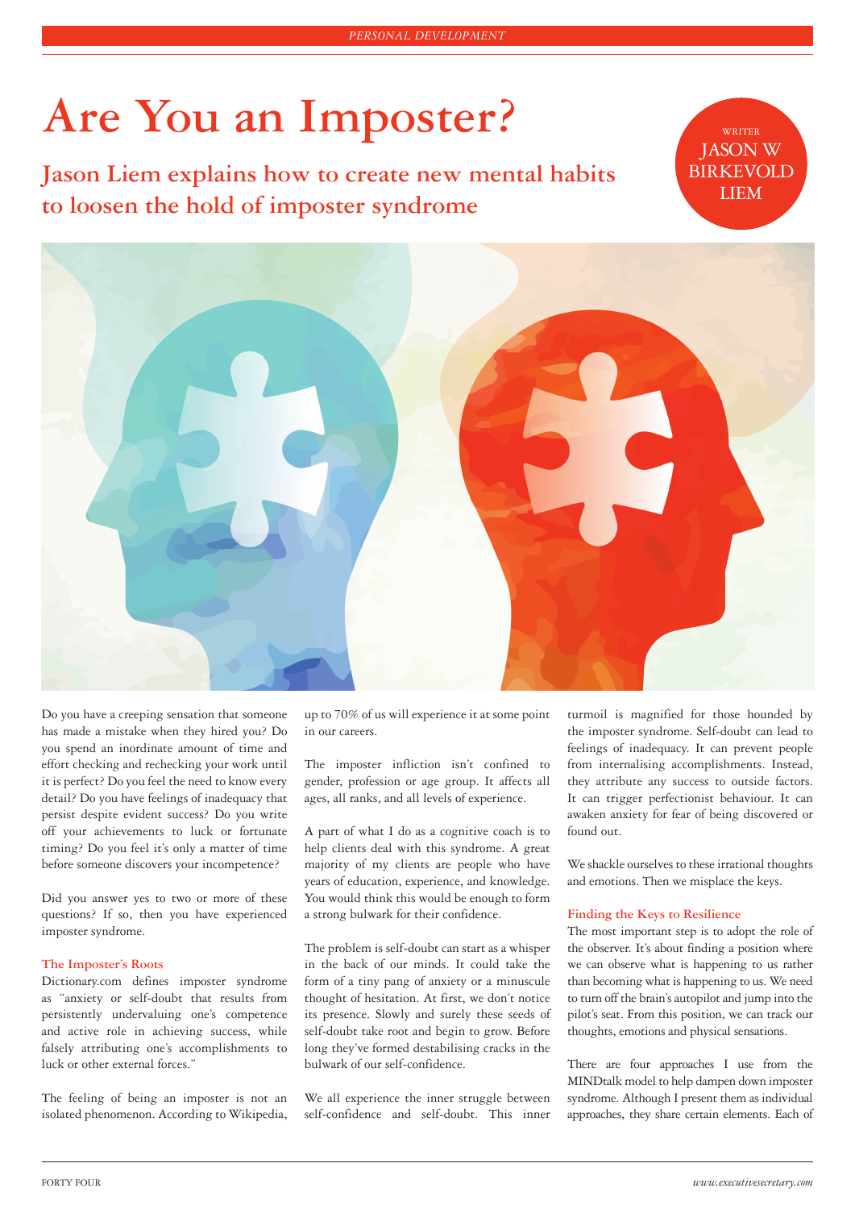# Are You an Imposter?

## Jason Liem explains how to create new mental habits to loosen the hold of imposter syndrome

WRITER
JASON W BIRKEVOLD LIEM

Do you have a creeping sensation that someone has made a mistake when they hired you? Do you spend an inordinate amount of time and effort checking and rechecking your work until it is perfect? Do you feel the need to know every detail? Do you have feelings of inadequacy that persist despite evident success? Do you write off your achievements to luck or fortunate timing? Do you feel it's only a matter of time before someone discovers your incompetence?

Did you answer yes to two or more of these questions? If so, then you have experienced imposter syndrome.

### The Imposter's Roots

Dictionary.com defines imposter syndrome as "anxiety or self-doubt that results from persistently undervaluing one's competence and active role in achieving success, while falsely attributing one's accomplishments to luck or other external forces."

The feeling of being an imposter is not an isolated phenomenon. According to Wikipedia, up to 70% of us will experience it at some point in our careers.

The imposter infliction isn't confined to gender, profession or age group. It affects all ages, all ranks, and all levels of experience.

A part of what I do as a cognitive coach is to help clients deal with this syndrome. A great majority of my clients are people who have years of education, experience, and knowledge. You would think this would be enough to form a strong bulwark for their confidence.

The problem is self-doubt can start as a whisper in the back of our minds. It could take the form of a tiny pang of anxiety or a minuscule thought of hesitation. At first, we don't notice its presence. Slowly and surely these seeds of self-doubt take root and begin to grow. Before long they've formed destabilising cracks in the bulwark of our self-confidence.

We all experience the inner struggle between self-confidence and self-doubt. This inner turmoil is magnified for those hounded by the imposter syndrome. Self-doubt can lead to feelings of inadequacy. It can prevent people from internalising accomplishments. Instead, they attribute any success to outside factors. It can trigger perfectionist behaviour. It can awaken anxiety for fear of being discovered or found out.

We shackle ourselves to these irrational thoughts and emotions. Then we misplace the keys.

### Finding the Keys to Resilience

The most important step is to adopt the role of the observer. It's about finding a position where we can observe what is happening to us rather than becoming what is happening to us. We need to turn off the brain's autopilot and jump into the pilot's seat. From this position, we can track our thoughts, emotions and physical sensations.

There are four approaches I use from the MINDtalk model to help dampen down imposter syndrome. Although I present them as individual approaches, they share certain elements. Each of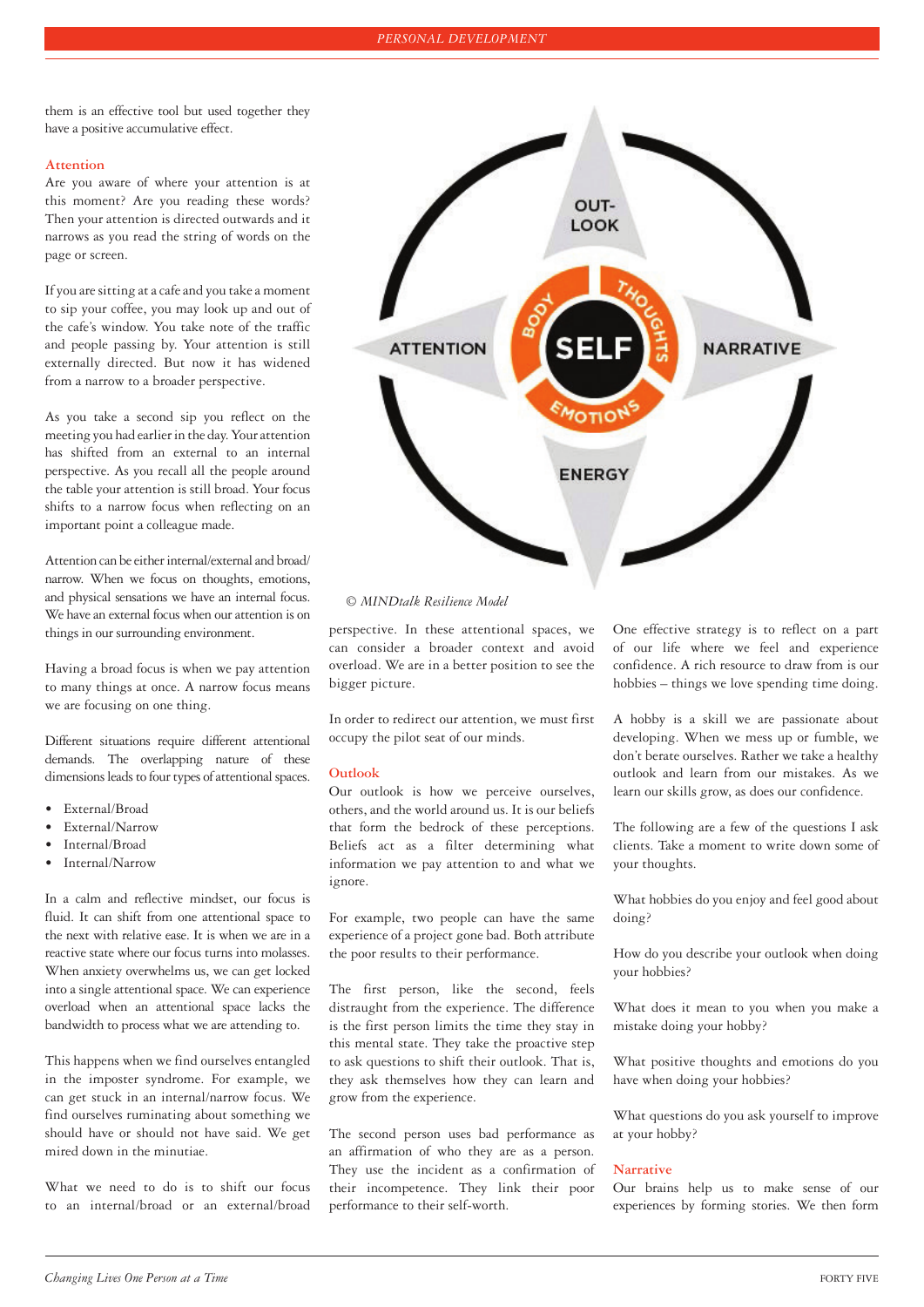them is an effective tool but used together they have a positive accumulative effect.

### Attention

Are you aware of where your attention is at this moment? Are you reading these words? Then your attention is directed outwards and it narrows as you read the string of words on the page or screen.

If you are sitting at a cafe and you take a moment to sip your coffee, you may look up and out of the cafe's window. You take note of the traffic and people passing by. Your attention is still externally directed. But now it has widened from a narrow to a broader perspective.

As you take a second sip you reflect on the meeting you had earlier in the day. Your attention has shifted from an external to an internal perspective. As you recall all the people around the table your attention is still broad. Your focus shifts to a narrow focus when reflecting on an important point a colleague made.

Attention can be either internal/external and broad/narrow. When we focus on thoughts, emotions, and physical sensations we have an internal focus. We have an external focus when our attention is on things in our surrounding environment.

Having a broad focus is when we pay attention to many things at once. A narrow focus means we are focusing on one thing.

Different situations require different attentional demands. The overlapping nature of these dimensions leads to four types of attentional spaces.

- External/Broad
- External/Narrow
- Internal/Broad
- Internal/Narrow

In a calm and reflective mindset, our focus is fluid. It can shift from one attentional space to the next with relative ease. It is when we are in a reactive state where our focus turns into molasses. When anxiety overwhelms us, we can get locked into a single attentional space. We can experience overload when an attentional space lacks the bandwidth to process what we are attending to.

This happens when we find ourselves entangled in the imposter syndrome. For example, we can get stuck in an internal/narrow focus. We find ourselves ruminating about something we should have or should not have said. We get mired down in the minutiae.

What we need to do is to shift our focus to an internal/broad or an external/broad perspective. In these attentional spaces, we can consider a broader context and avoid overload. We are in a better position to see the bigger picture.

In order to redirect our attention, we must first occupy the pilot seat of our minds.

OUT-LOOK

ATTENTION

SELF

BODY

THOUGHTS

EMOTIONS

NARRATIVE

ENERGY

*© MINDtalk Resilience Model*

### Outlook

Our outlook is how we perceive ourselves, others, and the world around us. It is our beliefs that form the bedrock of these perceptions. Beliefs act as a filter determining what information we pay attention to and what we ignore.

For example, two people can have the same experience of a project gone bad. Both attribute the poor results to their performance.

The first person, like the second, feels distraught from the experience. The difference is the first person limits the time they stay in this mental state. They take the proactive step to ask questions to shift their outlook. That is, they ask themselves how they can learn and grow from the experience.

The second person uses bad performance as an affirmation of who they are as a person. They use the incident as a confirmation of their incompetence. They link their poor performance to their self-worth.

One effective strategy is to reflect on a part of our life where we feel and experience confidence. A rich resource to draw from is our hobbies – things we love spending time doing.

A hobby is a skill we are passionate about developing. When we mess up or fumble, we don't berate ourselves. Rather we take a healthy outlook and learn from our mistakes. As we learn our skills grow, as does our confidence.

The following are a few of the questions I ask clients. Take a moment to write down some of your thoughts.

What hobbies do you enjoy and feel good about doing?

How do you describe your outlook when doing your hobbies?

What does it mean to you when you make a mistake doing your hobby?

What positive thoughts and emotions do you have when doing your hobbies?

What questions do you ask yourself to improve at your hobby?

### Narrative

Our brains help us to make sense of our experiences by forming stories. We then form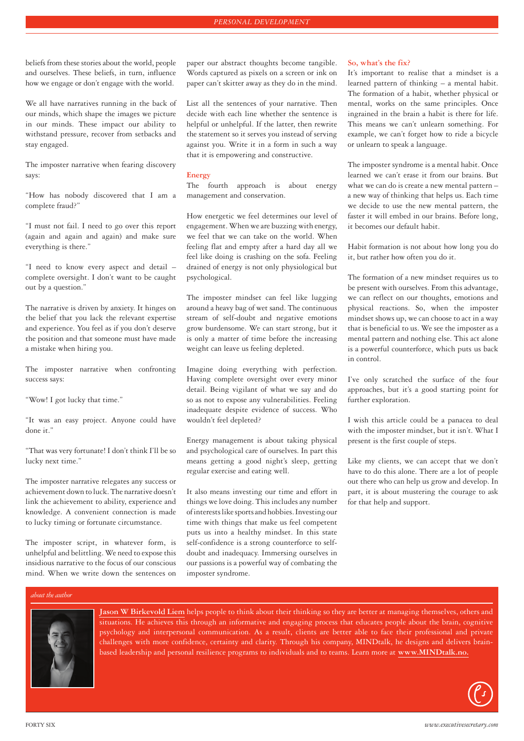beliefs from these stories about the world, people and ourselves. These beliefs, in turn, influence how we engage or don't engage with the world.

We all have narratives running in the back of our minds, which shape the images we picture in our minds. These impact our ability to withstand pressure, recover from setbacks and stay engaged.

The imposter narrative when fearing discovery says:

"How has nobody discovered that I am a complete fraud?"

"I must not fail. I need to go over this report (again and again and again) and make sure everything is there."

"I need to know every aspect and detail – complete oversight. I don't want to be caught out by a question."

The narrative is driven by anxiety. It hinges on the belief that you lack the relevant expertise and experience. You feel as if you don't deserve the position and that someone must have made a mistake when hiring you.

The imposter narrative when confronting success says:

"Wow! I got lucky that time."

"It was an easy project. Anyone could have done it."

"That was very fortunate! I don't think I'll be so lucky next time."

The imposter narrative relegates any success or achievement down to luck. The narrative doesn't link the achievement to ability, experience and knowledge. A convenient connection is made to lucky timing or fortunate circumstance.

The imposter script, in whatever form, is unhelpful and belittling. We need to expose this insidious narrative to the focus of our conscious mind. When we write down the sentences on paper our abstract thoughts become tangible. Words captured as pixels on a screen or ink on paper can't skitter away as they do in the mind.

List all the sentences of your narrative. Then decide with each line whether the sentence is helpful or unhelpful. If the latter, then rewrite the statement so it serves you instead of serving against you. Write it in a form in such a way that it is empowering and constructive.

### Energy

The fourth approach is about energy management and conservation.

How energetic we feel determines our level of engagement. When we are buzzing with energy, we feel that we can take on the world. When feeling flat and empty after a hard day all we feel like doing is crashing on the sofa. Feeling drained of energy is not only physiological but psychological.

The imposter mindset can feel like lugging around a heavy bag of wet sand. The continuous stream of self-doubt and negative emotions grow burdensome. We can start strong, but it is only a matter of time before the increasing weight can leave us feeling depleted.

Imagine doing everything with perfection. Having complete oversight over every minor detail. Being vigilant of what we say and do so as not to expose any vulnerabilities. Feeling inadequate despite evidence of success. Who wouldn't feel depleted?

Energy management is about taking physical and psychological care of ourselves. In part this means getting a good night's sleep, getting regular exercise and eating well.

It also means investing our time and effort in things we love doing. This includes any number of interests like sports and hobbies. Investing our time with things that make us feel competent puts us into a healthy mindset. In this state self-confidence is a strong counterforce to self-doubt and inadequacy. Immersing ourselves in our passions is a powerful way of combating the imposter syndrome.

### So, what's the fix?

It's important to realise that a mindset is a learned pattern of thinking – a mental habit. The formation of a habit, whether physical or mental, works on the same principles. Once ingrained in the brain a habit is there for life. This means we can't unlearn something. For example, we can't forget how to ride a bicycle or unlearn to speak a language.

The imposter syndrome is a mental habit. Once learned we can't erase it from our brains. But what we can do is create a new mental pattern – a new way of thinking that helps us. Each time we decide to use the new mental pattern, the faster it will embed in our brains. Before long, it becomes our default habit.

Habit formation is not about how long you do it, but rather how often you do it.

The formation of a new mindset requires us to be present with ourselves. From this advantage, we can reflect on our thoughts, emotions and physical reactions. So, when the imposter mindset shows up, we can choose to act in a way that is beneficial to us. We see the imposter as a mental pattern and nothing else. This act alone is a powerful counterforce, which puts us back in control.

I've only scratched the surface of the four approaches, but it's a good starting point for further exploration.

I wish this article could be a panacea to deal with the imposter mindset, but it isn't. What I present is the first couple of steps.

Like my clients, we can accept that we don't have to do this alone. There are a lot of people out there who can help us grow and develop. In part, it is about mustering the courage to ask for that help and support.

*about the author*

**Jason W Birkevold Liem** helps people to think about their thinking so they are better at managing themselves, others and situations. He achieves this through an informative and engaging process that educates people about the brain, cognitive psychology and interpersonal communication. As a result, clients are better able to face their professional and private challenges with more confidence, certainty and clarity. Through his company, MINDtalk, he designs and delivers brain-based leadership and personal resilience programs to individuals and to teams. Learn more at **www.MINDtalk.no.**